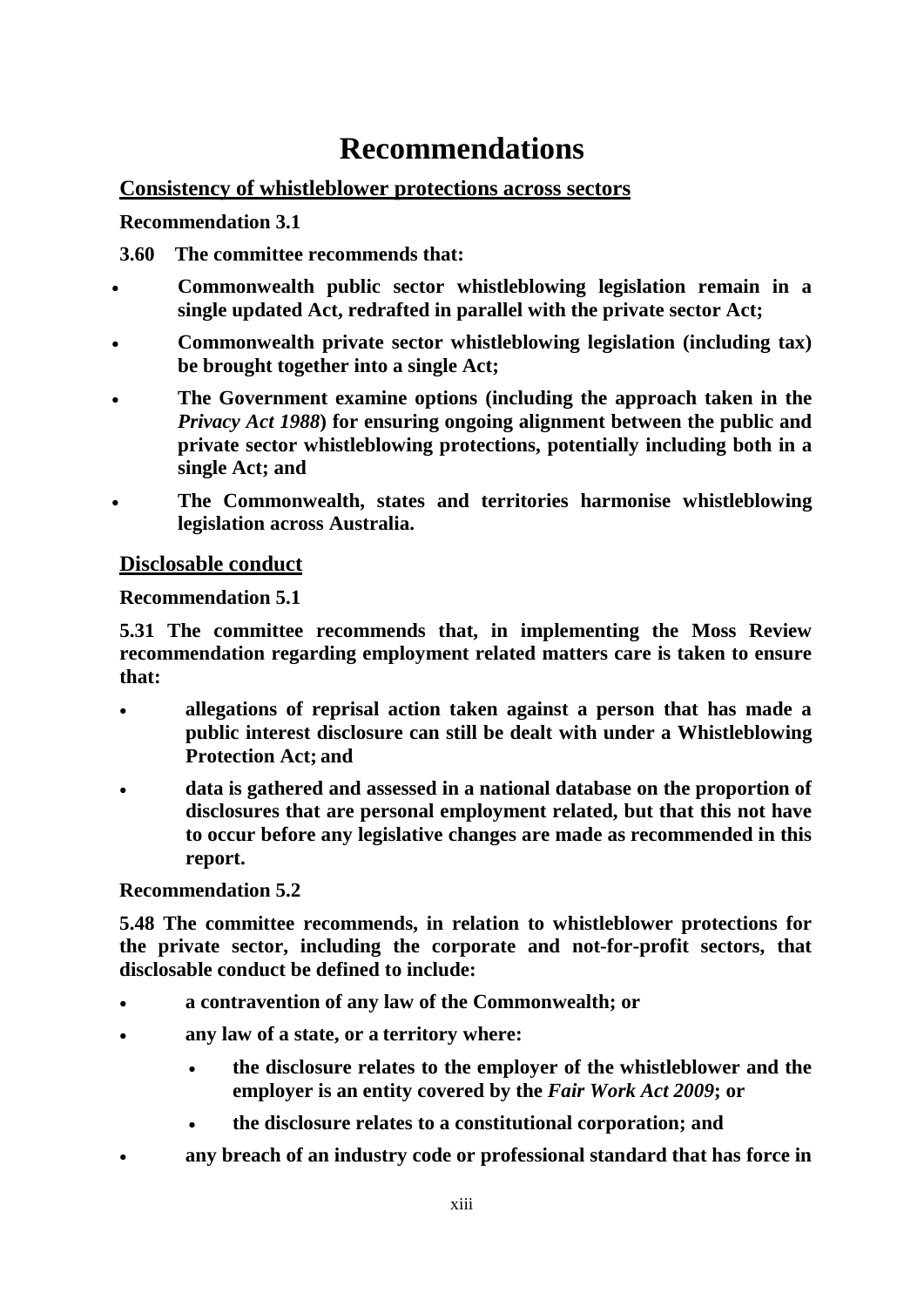# Recommendations

## Consistency of whistleblower protections across sectors

**Recommendation 3.1**

**3.60 The committee recommends that:**

- **Commonwealth public sector whistleblowing legislation remain in a single updated Act, redrafted in parallel with the private sector Act;**
- **Commonwealth private sector whistleblowing legislation (including tax) be brought together into a single Act;**
- **The Government examine options (including the approach taken in the *Privacy Act 1988*) for ensuring ongoing alignment between the public and private sector whistleblowing protections, potentially including both in a single Act; and**
- **The Commonwealth, states and territories harmonise whistleblowing legislation across Australia.**

## Disclosable conduct

**Recommendation 5.1**

**5.31 The committee recommends that, in implementing the Moss Review recommendation regarding employment related matters care is taken to ensure that:**

- **allegations of reprisal action taken against a person that has made a public interest disclosure can still be dealt with under a Whistleblowing Protection Act; and**
- **data is gathered and assessed in a national database on the proportion of disclosures that are personal employment related, but that this not have to occur before any legislative changes are made as recommended in this report.**

**Recommendation 5.2**

**5.48 The committee recommends, in relation to whistleblower protections for the private sector, including the corporate and not-for-profit sectors, that disclosable conduct be defined to include:**

- **a contravention of any law of the Commonwealth; or**
- **any law of a state, or a territory where:**
  - **the disclosure relates to the employer of the whistleblower and the employer is an entity covered by the *Fair Work Act 2009*; or**
  - **the disclosure relates to a constitutional corporation; and**
- **any breach of an industry code or professional standard that has force in**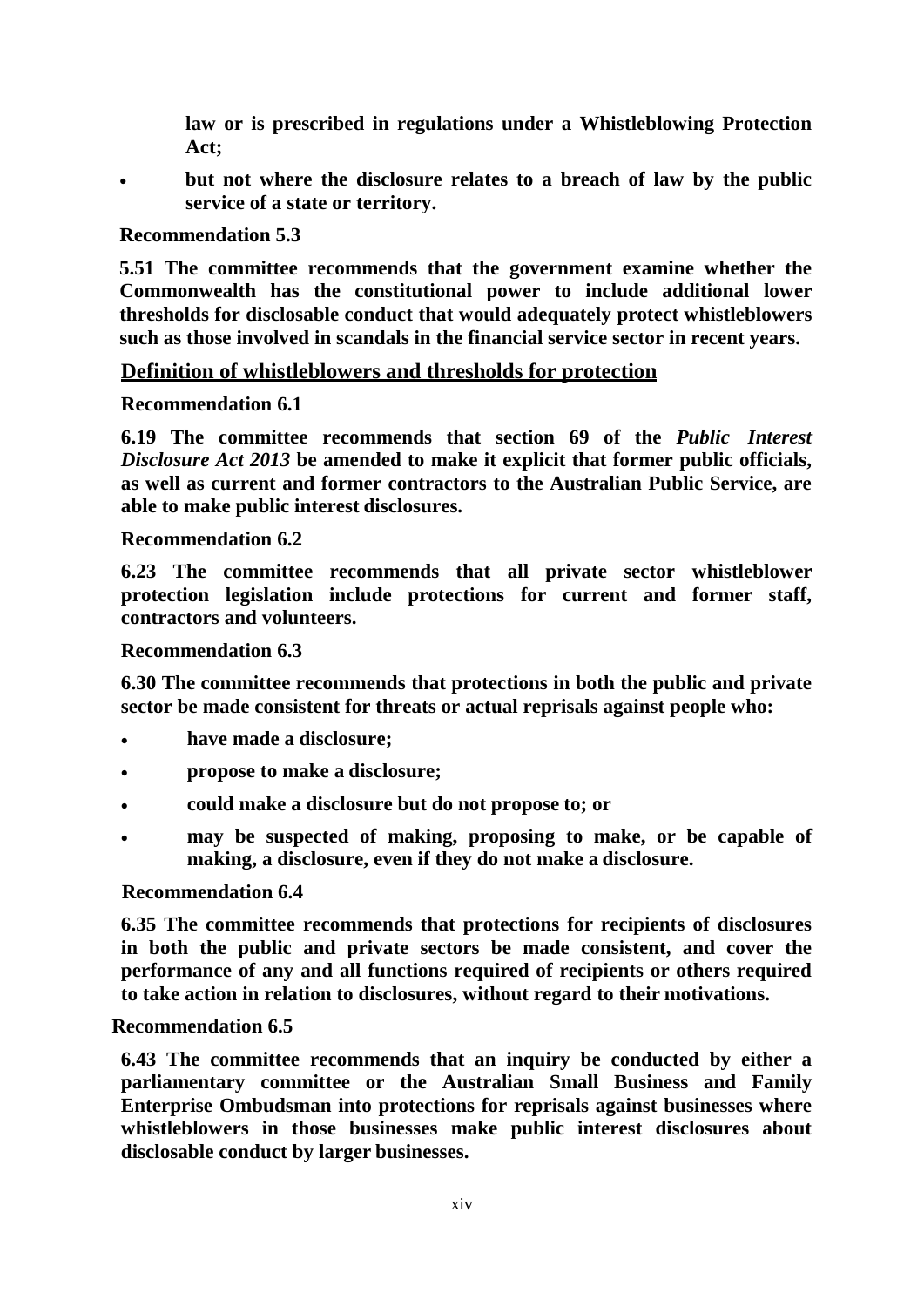**law or is prescribed in regulations under a Whistleblowing Protection Act;**

- **but not where the disclosure relates to a breach of law by the public service of a state or territory.**

**Recommendation 5.3**

**5.51 The committee recommends that the government examine whether the Commonwealth has the constitutional power to include additional lower thresholds for disclosable conduct that would adequately protect whistleblowers such as those involved in scandals in the financial service sector in recent years.**

## Definition of whistleblowers and thresholds for protection

**Recommendation 6.1**

**6.19 The committee recommends that section 69 of the *Public Interest Disclosure Act 2013* be amended to make it explicit that former public officials, as well as current and former contractors to the Australian Public Service, are able to make public interest disclosures.**

**Recommendation 6.2**

**6.23 The committee recommends that all private sector whistleblower protection legislation include protections for current and former staff, contractors and volunteers.**

**Recommendation 6.3**

**6.30 The committee recommends that protections in both the public and private sector be made consistent for threats or actual reprisals against people who:**

- **have made a disclosure;**
- **propose to make a disclosure;**
- **could make a disclosure but do not propose to; or**
- **may be suspected of making, proposing to make, or be capable of making, a disclosure, even if they do not make a disclosure.**

**Recommendation 6.4**

**6.35 The committee recommends that protections for recipients of disclosures in both the public and private sectors be made consistent, and cover the performance of any and all functions required of recipients or others required to take action in relation to disclosures, without regard to their motivations.**

**Recommendation 6.5**

**6.43 The committee recommends that an inquiry be conducted by either a parliamentary committee or the Australian Small Business and Family Enterprise Ombudsman into protections for reprisals against businesses where whistleblowers in those businesses make public interest disclosures about disclosable conduct by larger businesses.**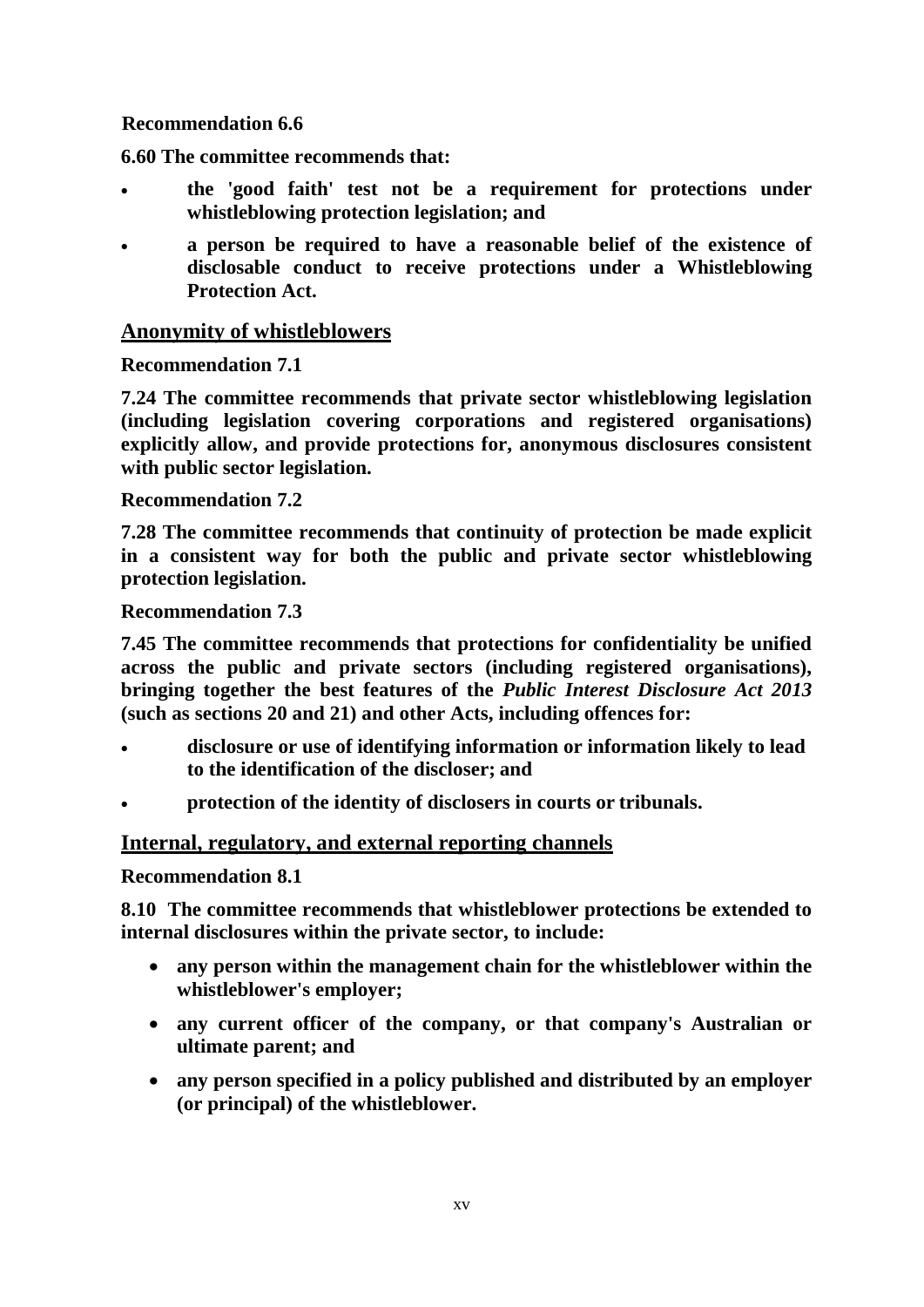**Recommendation 6.6**

**6.60 The committee recommends that:**

- **the 'good faith' test not be a requirement for protections under whistleblowing protection legislation; and**
- **a person be required to have a reasonable belief of the existence of disclosable conduct to receive protections under a Whistleblowing Protection Act.**

## Anonymity of whistleblowers

**Recommendation 7.1**

**7.24 The committee recommends that private sector whistleblowing legislation (including legislation covering corporations and registered organisations) explicitly allow, and provide protections for, anonymous disclosures consistent with public sector legislation.**

**Recommendation 7.2**

**7.28 The committee recommends that continuity of protection be made explicit in a consistent way for both the public and private sector whistleblowing protection legislation.**

**Recommendation 7.3**

**7.45 The committee recommends that protections for confidentiality be unified across the public and private sectors (including registered organisations), bringing together the best features of the *Public Interest Disclosure Act 2013* (such as sections 20 and 21) and other Acts, including offences for:**

- **disclosure or use of identifying information or information likely to lead to the identification of the discloser; and**
- **protection of the identity of disclosers in courts or tribunals.**

## Internal, regulatory, and external reporting channels

**Recommendation 8.1**

**8.10 The committee recommends that whistleblower protections be extended to internal disclosures within the private sector, to include:**

- **any person within the management chain for the whistleblower within the whistleblower's employer;**
- **any current officer of the company, or that company's Australian or ultimate parent; and**
- **any person specified in a policy published and distributed by an employer (or principal) of the whistleblower.**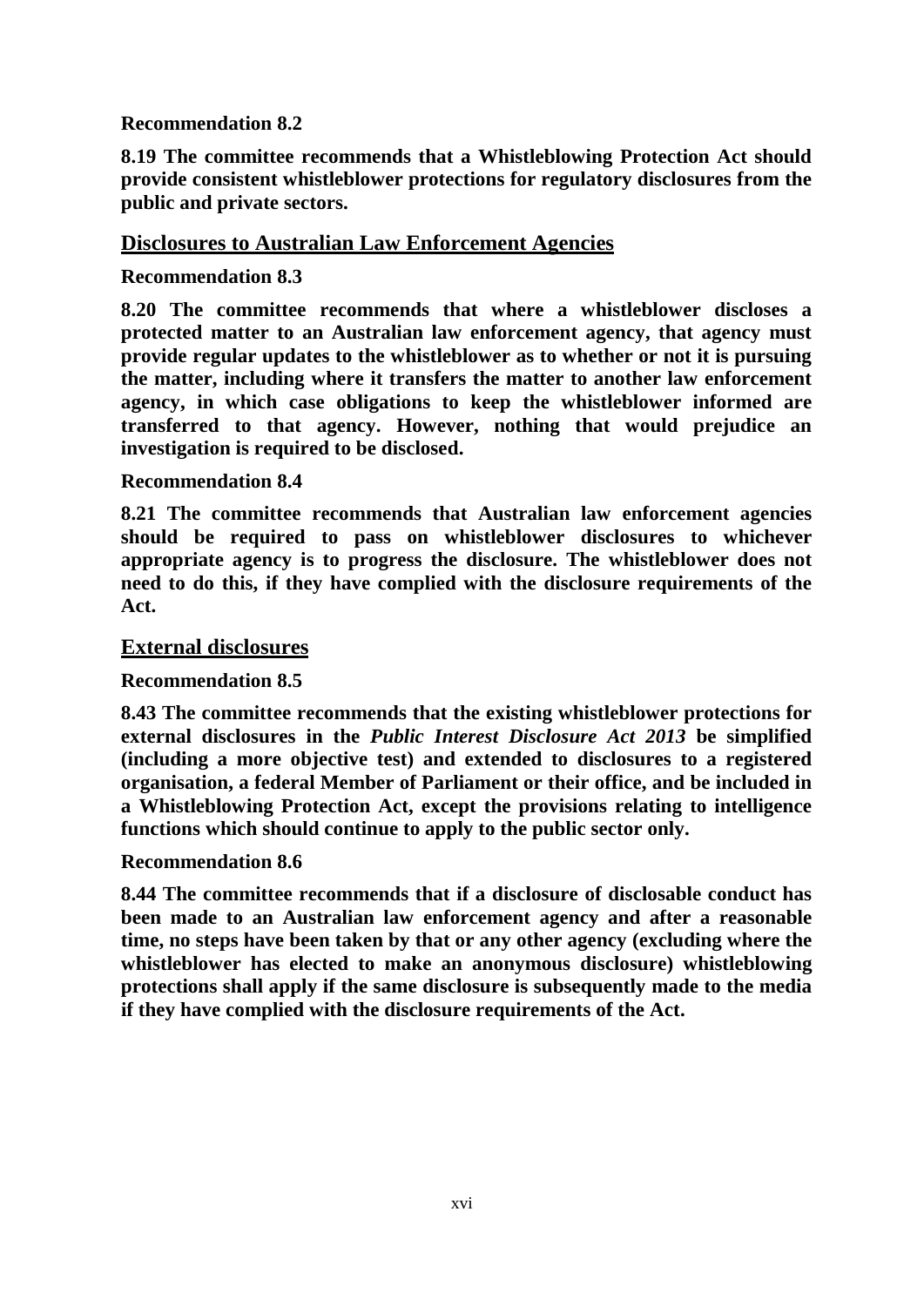**Recommendation 8.2**

**8.19 The committee recommends that a Whistleblowing Protection Act should provide consistent whistleblower protections for regulatory disclosures from the public and private sectors.**

## Disclosures to Australian Law Enforcement Agencies

**Recommendation 8.3**

**8.20 The committee recommends that where a whistleblower discloses a protected matter to an Australian law enforcement agency, that agency must provide regular updates to the whistleblower as to whether or not it is pursuing the matter, including where it transfers the matter to another law enforcement agency, in which case obligations to keep the whistleblower informed are transferred to that agency. However, nothing that would prejudice an investigation is required to be disclosed.**

**Recommendation 8.4**

**8.21 The committee recommends that Australian law enforcement agencies should be required to pass on whistleblower disclosures to whichever appropriate agency is to progress the disclosure. The whistleblower does not need to do this, if they have complied with the disclosure requirements of the Act.**

## External disclosures

**Recommendation 8.5**

**8.43 The committee recommends that the existing whistleblower protections for external disclosures in the *Public Interest Disclosure Act 2013* be simplified (including a more objective test) and extended to disclosures to a registered organisation, a federal Member of Parliament or their office, and be included in a Whistleblowing Protection Act, except the provisions relating to intelligence functions which should continue to apply to the public sector only.**

**Recommendation 8.6**

**8.44 The committee recommends that if a disclosure of disclosable conduct has been made to an Australian law enforcement agency and after a reasonable time, no steps have been taken by that or any other agency (excluding where the whistleblower has elected to make an anonymous disclosure) whistleblowing protections shall apply if the same disclosure is subsequently made to the media if they have complied with the disclosure requirements of the Act.**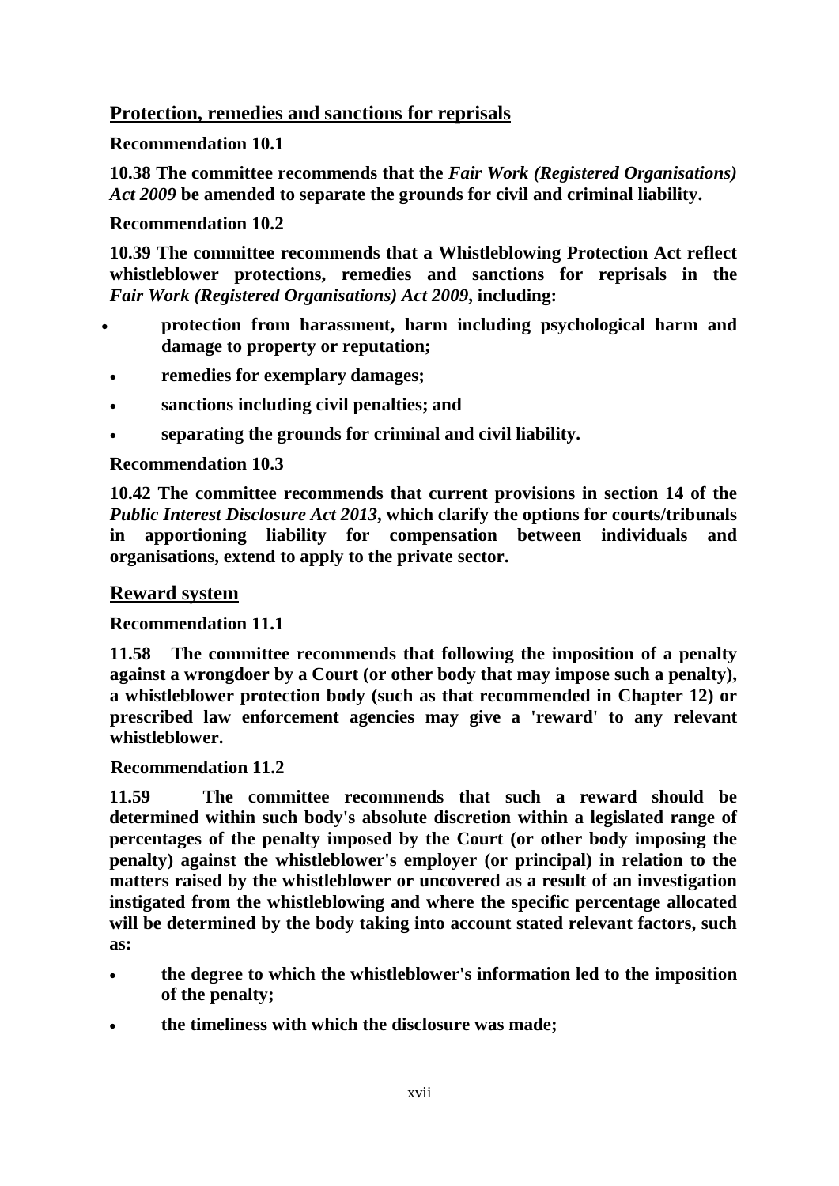## Protection, remedies and sanctions for reprisals

**Recommendation 10.1**

**10.38 The committee recommends that the *Fair Work (Registered Organisations) Act 2009* be amended to separate the grounds for civil and criminal liability.**

**Recommendation 10.2**

**10.39 The committee recommends that a Whistleblowing Protection Act reflect whistleblower protections, remedies and sanctions for reprisals in the *Fair Work (Registered Organisations) Act 2009*, including:**

- **protection from harassment, harm including psychological harm and damage to property or reputation;**
- **remedies for exemplary damages;**
- **sanctions including civil penalties; and**
- **separating the grounds for criminal and civil liability.**

**Recommendation 10.3**

**10.42 The committee recommends that current provisions in section 14 of the *Public Interest Disclosure Act 2013*, which clarify the options for courts/tribunals in apportioning liability for compensation between individuals and organisations, extend to apply to the private sector.**

## Reward system

**Recommendation 11.1**

**11.58 The committee recommends that following the imposition of a penalty against a wrongdoer by a Court (or other body that may impose such a penalty), a whistleblower protection body (such as that recommended in Chapter 12) or prescribed law enforcement agencies may give a 'reward' to any relevant whistleblower.**

**Recommendation 11.2**

**11.59 The committee recommends that such a reward should be determined within such body's absolute discretion within a legislated range of percentages of the penalty imposed by the Court (or other body imposing the penalty) against the whistleblower's employer (or principal) in relation to the matters raised by the whistleblower or uncovered as a result of an investigation instigated from the whistleblowing and where the specific percentage allocated will be determined by the body taking into account stated relevant factors, such as:**

- **the degree to which the whistleblower's information led to the imposition of the penalty;**
- **the timeliness with which the disclosure was made;**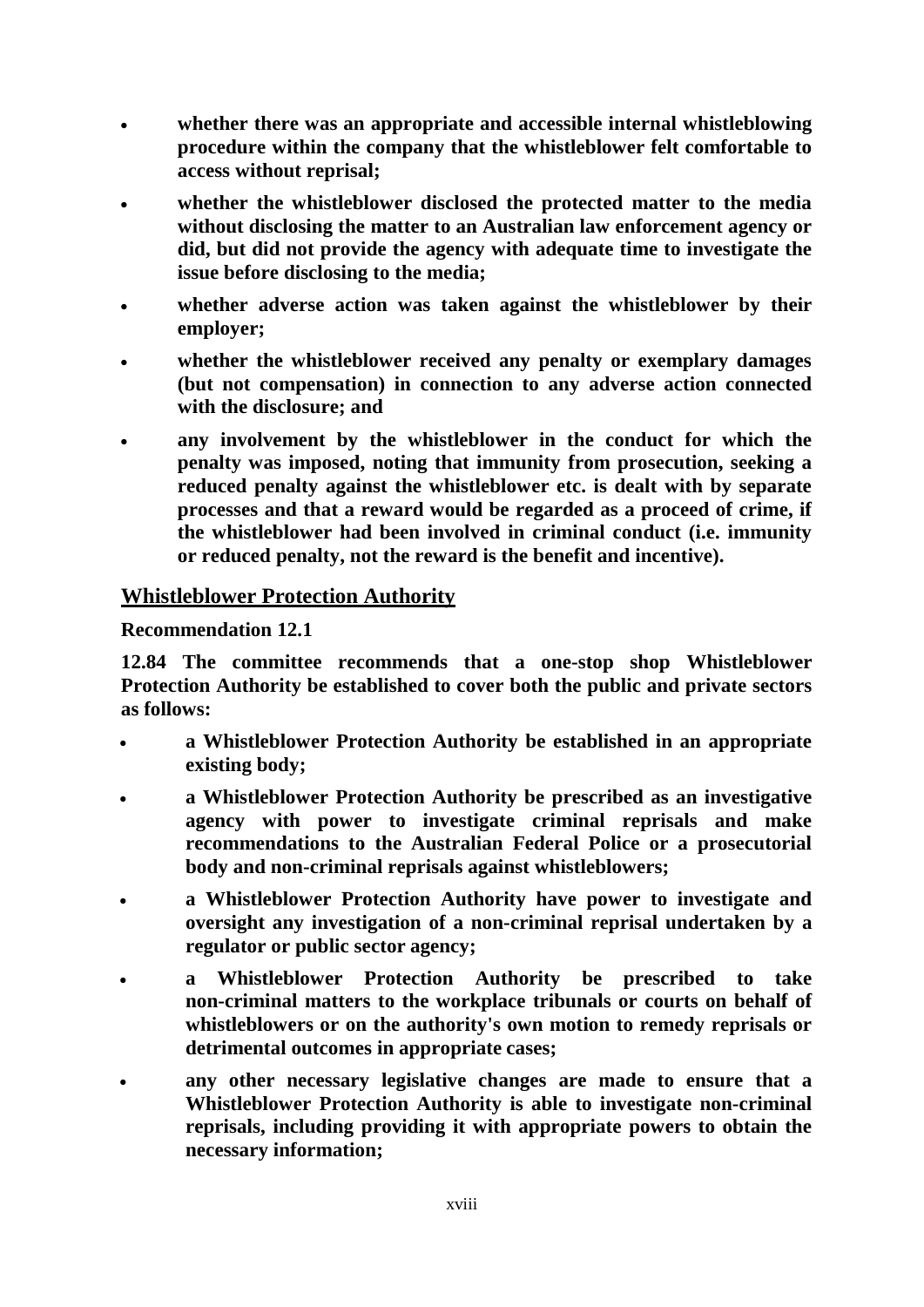- **whether there was an appropriate and accessible internal whistleblowing procedure within the company that the whistleblower felt comfortable to access without reprisal;**
- **whether the whistleblower disclosed the protected matter to the media without disclosing the matter to an Australian law enforcement agency or did, but did not provide the agency with adequate time to investigate the issue before disclosing to the media;**
- **whether adverse action was taken against the whistleblower by their employer;**
- **whether the whistleblower received any penalty or exemplary damages (but not compensation) in connection to any adverse action connected with the disclosure; and**
- **any involvement by the whistleblower in the conduct for which the penalty was imposed, noting that immunity from prosecution, seeking a reduced penalty against the whistleblower etc. is dealt with by separate processes and that a reward would be regarded as a proceed of crime, if the whistleblower had been involved in criminal conduct (i.e. immunity or reduced penalty, not the reward is the benefit and incentive).**

## Whistleblower Protection Authority

**Recommendation 12.1**

**12.84 The committee recommends that a one-stop shop Whistleblower Protection Authority be established to cover both the public and private sectors as follows:**

- **a Whistleblower Protection Authority be established in an appropriate existing body;**
- **a Whistleblower Protection Authority be prescribed as an investigative agency with power to investigate criminal reprisals and make recommendations to the Australian Federal Police or a prosecutorial body and non-criminal reprisals against whistleblowers;**
- **a Whistleblower Protection Authority have power to investigate and oversight any investigation of a non-criminal reprisal undertaken by a regulator or public sector agency;**
- **a Whistleblower Protection Authority be prescribed to take non-criminal matters to the workplace tribunals or courts on behalf of whistleblowers or on the authority's own motion to remedy reprisals or detrimental outcomes in appropriate cases;**
- **any other necessary legislative changes are made to ensure that a Whistleblower Protection Authority is able to investigate non-criminal reprisals, including providing it with appropriate powers to obtain the necessary information;**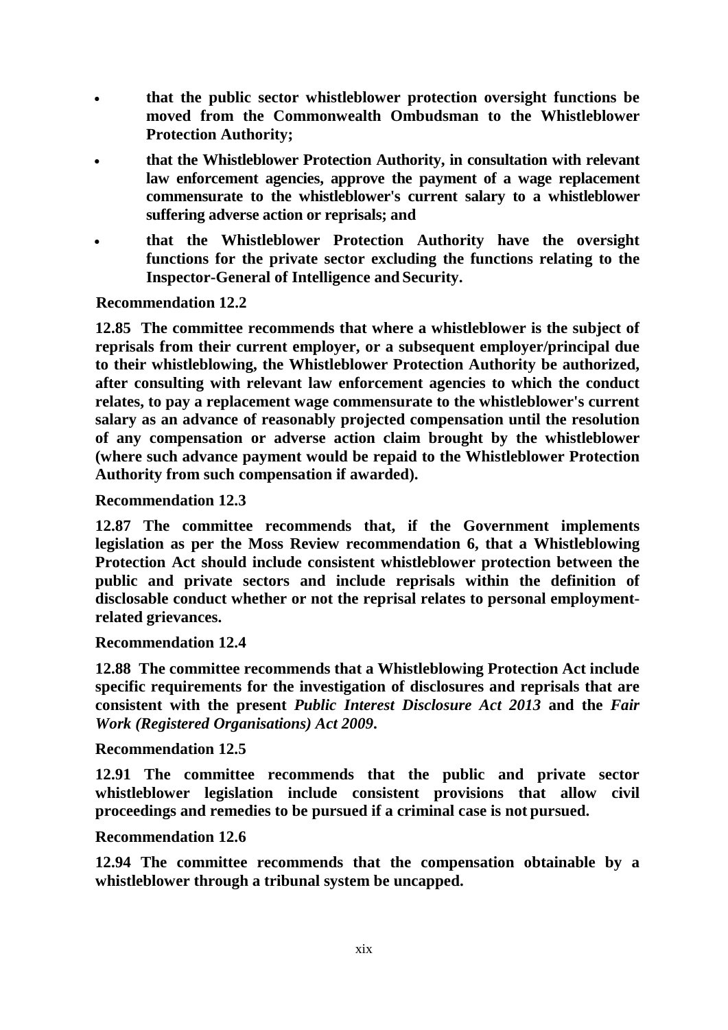- **that the public sector whistleblower protection oversight functions be moved from the Commonwealth Ombudsman to the Whistleblower Protection Authority;**
- **that the Whistleblower Protection Authority, in consultation with relevant law enforcement agencies, approve the payment of a wage replacement commensurate to the whistleblower's current salary to a whistleblower suffering adverse action or reprisals; and**
- **that the Whistleblower Protection Authority have the oversight functions for the private sector excluding the functions relating to the Inspector-General of Intelligence and Security.**

**Recommendation 12.2**

**12.85 The committee recommends that where a whistleblower is the subject of reprisals from their current employer, or a subsequent employer/principal due to their whistleblowing, the Whistleblower Protection Authority be authorized, after consulting with relevant law enforcement agencies to which the conduct relates, to pay a replacement wage commensurate to the whistleblower's current salary as an advance of reasonably projected compensation until the resolution of any compensation or adverse action claim brought by the whistleblower (where such advance payment would be repaid to the Whistleblower Protection Authority from such compensation if awarded).**

**Recommendation 12.3**

**12.87 The committee recommends that, if the Government implements legislation as per the Moss Review recommendation 6, that a Whistleblowing Protection Act should include consistent whistleblower protection between the public and private sectors and include reprisals within the definition of disclosable conduct whether or not the reprisal relates to personal employment-related grievances.**

**Recommendation 12.4**

**12.88 The committee recommends that a Whistleblowing Protection Act include specific requirements for the investigation of disclosures and reprisals that are consistent with the present *Public Interest Disclosure Act 2013* and the *Fair Work (Registered Organisations) Act 2009*.**

**Recommendation 12.5**

**12.91 The committee recommends that the public and private sector whistleblower legislation include consistent provisions that allow civil proceedings and remedies to be pursued if a criminal case is not pursued.**

**Recommendation 12.6**

**12.94 The committee recommends that the compensation obtainable by a whistleblower through a tribunal system be uncapped.**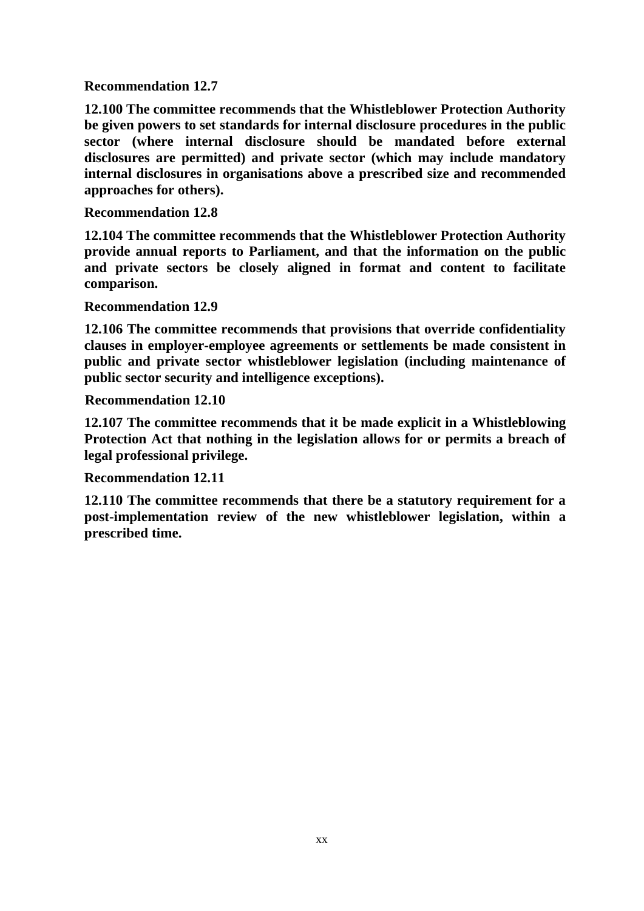**Recommendation 12.7**

**12.100 The committee recommends that the Whistleblower Protection Authority be given powers to set standards for internal disclosure procedures in the public sector (where internal disclosure should be mandated before external disclosures are permitted) and private sector (which may include mandatory internal disclosures in organisations above a prescribed size and recommended approaches for others).**

**Recommendation 12.8**

**12.104 The committee recommends that the Whistleblower Protection Authority provide annual reports to Parliament, and that the information on the public and private sectors be closely aligned in format and content to facilitate comparison.**

**Recommendation 12.9**

**12.106 The committee recommends that provisions that override confidentiality clauses in employer-employee agreements or settlements be made consistent in public and private sector whistleblower legislation (including maintenance of public sector security and intelligence exceptions).**

**Recommendation 12.10**

**12.107 The committee recommends that it be made explicit in a Whistleblowing Protection Act that nothing in the legislation allows for or permits a breach of legal professional privilege.**

**Recommendation 12.11**

**12.110 The committee recommends that there be a statutory requirement for a post-implementation review of the new whistleblower legislation, within a prescribed time.**